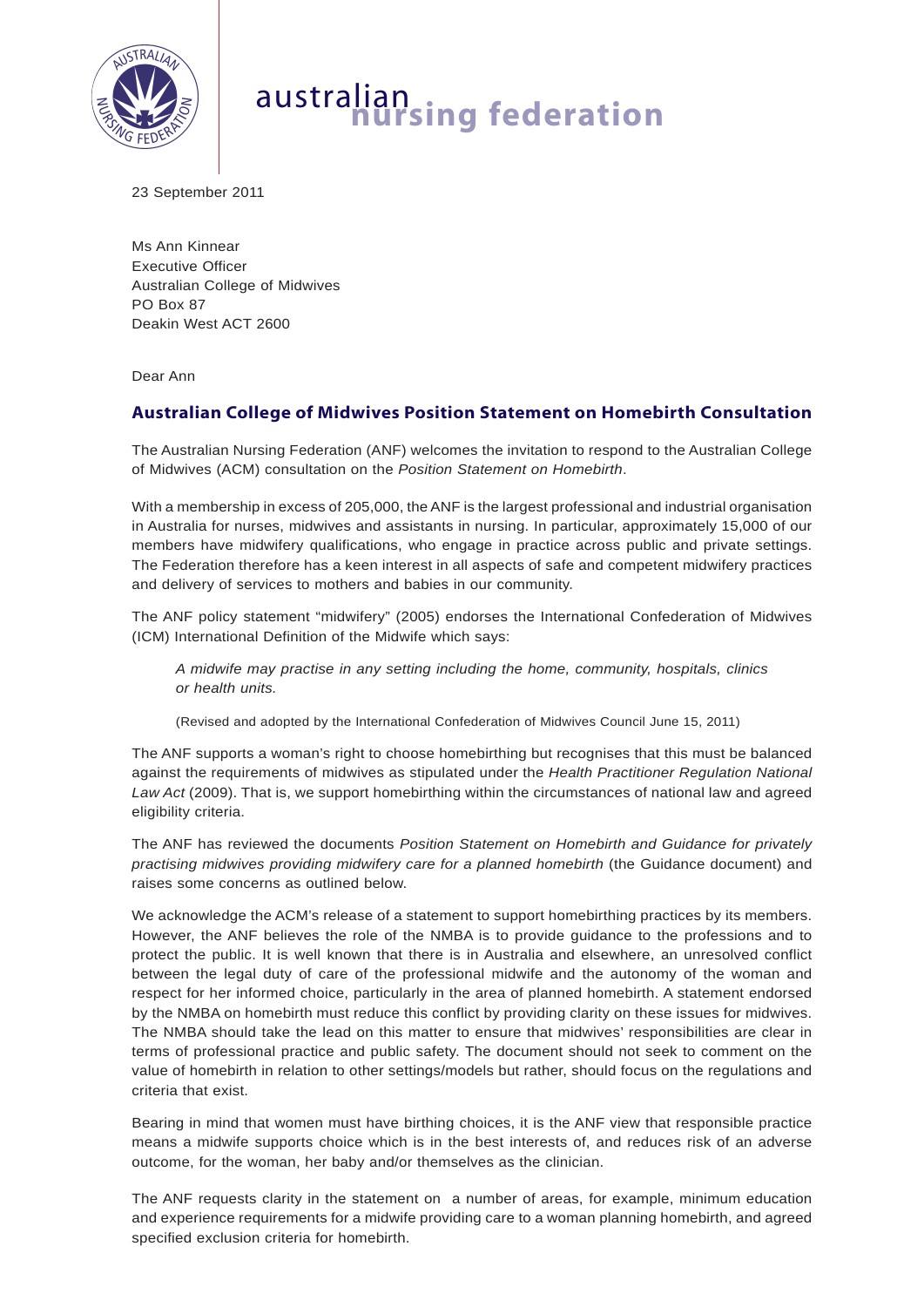australian **nursing federation**

23 September 2011

Ms Ann Kinnear
Executive Officer
Australian College of Midwives
PO Box 87
Deakin West ACT 2600

Dear Ann

## Australian College of Midwives Position Statement on Homebirth Consultation

The Australian Nursing Federation (ANF) welcomes the invitation to respond to the Australian College of Midwives (ACM) consultation on the *Position Statement on Homebirth*.

With a membership in excess of 205,000, the ANF is the largest professional and industrial organisation in Australia for nurses, midwives and assistants in nursing. In particular, approximately 15,000 of our members have midwifery qualifications, who engage in practice across public and private settings. The Federation therefore has a keen interest in all aspects of safe and competent midwifery practices and delivery of services to mothers and babies in our community.

The ANF policy statement "midwifery" (2005) endorses the International Confederation of Midwives (ICM) International Definition of the Midwife which says:

> *A midwife may practise in any setting including the home, community, hospitals, clinics or health units.*
>
> (Revised and adopted by the International Confederation of Midwives Council June 15, 2011)

The ANF supports a woman's right to choose homebirthing but recognises that this must be balanced against the requirements of midwives as stipulated under the *Health Practitioner Regulation National Law Act* (2009). That is, we support homebirthing within the circumstances of national law and agreed eligibility criteria.

The ANF has reviewed the documents *Position Statement on Homebirth and Guidance for privately practising midwives providing midwifery care for a planned homebirth* (the Guidance document) and raises some concerns as outlined below.

We acknowledge the ACM's release of a statement to support homebirthing practices by its members. However, the ANF believes the role of the NMBA is to provide guidance to the professions and to protect the public. It is well known that there is in Australia and elsewhere, an unresolved conflict between the legal duty of care of the professional midwife and the autonomy of the woman and respect for her informed choice, particularly in the area of planned homebirth. A statement endorsed by the NMBA on homebirth must reduce this conflict by providing clarity on these issues for midwives. The NMBA should take the lead on this matter to ensure that midwives' responsibilities are clear in terms of professional practice and public safety. The document should not seek to comment on the value of homebirth in relation to other settings/models but rather, should focus on the regulations and criteria that exist.

Bearing in mind that women must have birthing choices, it is the ANF view that responsible practice means a midwife supports choice which is in the best interests of, and reduces risk of an adverse outcome, for the woman, her baby and/or themselves as the clinician.

The ANF requests clarity in the statement on a number of areas, for example, minimum education and experience requirements for a midwife providing care to a woman planning homebirth, and agreed specified exclusion criteria for homebirth.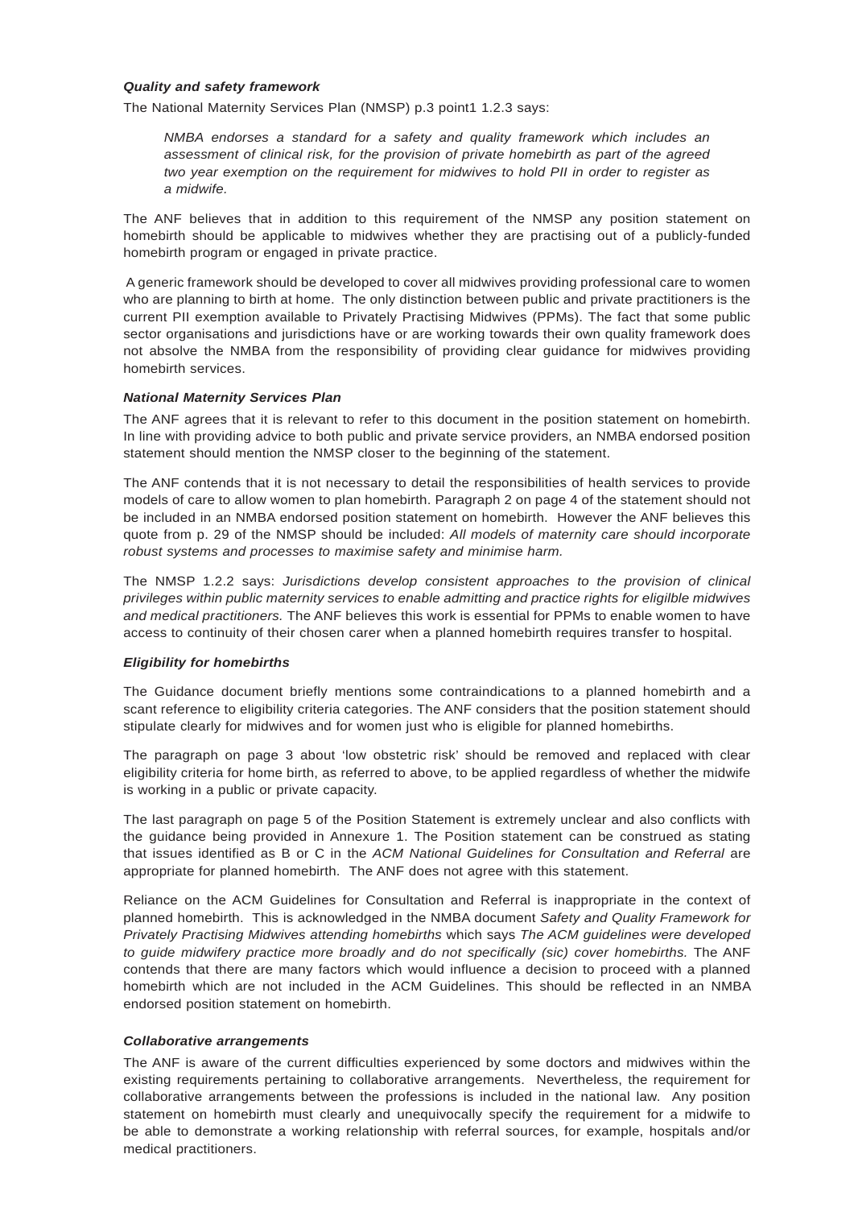### *Quality and safety framework*

The National Maternity Services Plan (NMSP) p.3 point1 1.2.3 says:

> *NMBA endorses a standard for a safety and quality framework which includes an assessment of clinical risk, for the provision of private homebirth as part of the agreed two year exemption on the requirement for midwives to hold PII in order to register as a midwife.*

The ANF believes that in addition to this requirement of the NMSP any position statement on homebirth should be applicable to midwives whether they are practising out of a publicly-funded homebirth program or engaged in private practice.

A generic framework should be developed to cover all midwives providing professional care to women who are planning to birth at home. The only distinction between public and private practitioners is the current PII exemption available to Privately Practising Midwives (PPMs). The fact that some public sector organisations and jurisdictions have or are working towards their own quality framework does not absolve the NMBA from the responsibility of providing clear guidance for midwives providing homebirth services.

### *National Maternity Services Plan*

The ANF agrees that it is relevant to refer to this document in the position statement on homebirth. In line with providing advice to both public and private service providers, an NMBA endorsed position statement should mention the NMSP closer to the beginning of the statement.

The ANF contends that it is not necessary to detail the responsibilities of health services to provide models of care to allow women to plan homebirth. Paragraph 2 on page 4 of the statement should not be included in an NMBA endorsed position statement on homebirth. However the ANF believes this quote from p. 29 of the NMSP should be included: *All models of maternity care should incorporate robust systems and processes to maximise safety and minimise harm.*

The NMSP 1.2.2 says: *Jurisdictions develop consistent approaches to the provision of clinical privileges within public maternity services to enable admitting and practice rights for eligilble midwives and medical practitioners.* The ANF believes this work is essential for PPMs to enable women to have access to continuity of their chosen carer when a planned homebirth requires transfer to hospital.

### *Eligibility for homebirths*

The Guidance document briefly mentions some contraindications to a planned homebirth and a scant reference to eligibility criteria categories. The ANF considers that the position statement should stipulate clearly for midwives and for women just who is eligible for planned homebirths.

The paragraph on page 3 about ‘low obstetric risk’ should be removed and replaced with clear eligibility criteria for home birth, as referred to above, to be applied regardless of whether the midwife is working in a public or private capacity.

The last paragraph on page 5 of the Position Statement is extremely unclear and also conflicts with the guidance being provided in Annexure 1. The Position statement can be construed as stating that issues identified as B or C in the *ACM National Guidelines for Consultation and Referral* are appropriate for planned homebirth. The ANF does not agree with this statement.

Reliance on the ACM Guidelines for Consultation and Referral is inappropriate in the context of planned homebirth. This is acknowledged in the NMBA document *Safety and Quality Framework for Privately Practising Midwives attending homebirths* which says *The ACM guidelines were developed to guide midwifery practice more broadly and do not specifically (sic) cover homebirths.* The ANF contends that there are many factors which would influence a decision to proceed with a planned homebirth which are not included in the ACM Guidelines. This should be reflected in an NMBA endorsed position statement on homebirth.

### *Collaborative arrangements*

The ANF is aware of the current difficulties experienced by some doctors and midwives within the existing requirements pertaining to collaborative arrangements. Nevertheless, the requirement for collaborative arrangements between the professions is included in the national law. Any position statement on homebirth must clearly and unequivocally specify the requirement for a midwife to be able to demonstrate a working relationship with referral sources, for example, hospitals and/or medical practitioners.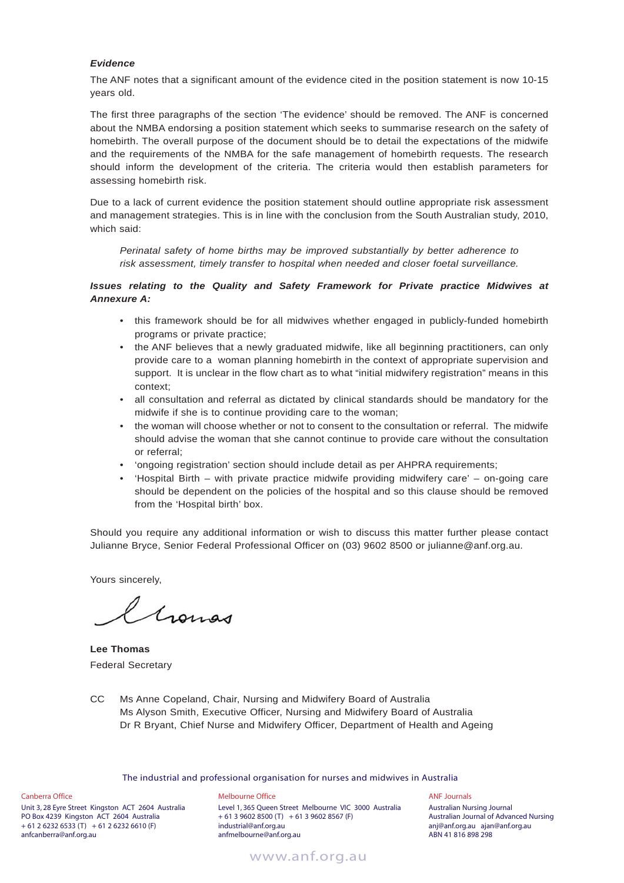***Evidence***

The ANF notes that a significant amount of the evidence cited in the position statement is now 10-15 years old.

The first three paragraphs of the section 'The evidence' should be removed. The ANF is concerned about the NMBA endorsing a position statement which seeks to summarise research on the safety of homebirth. The overall purpose of the document should be to detail the expectations of the midwife and the requirements of the NMBA for the safe management of homebirth requests. The research should inform the development of the criteria. The criteria would then establish parameters for assessing homebirth risk.

Due to a lack of current evidence the position statement should outline appropriate risk assessment and management strategies. This is in line with the conclusion from the South Australian study, 2010, which said:

> *Perinatal safety of home births may be improved substantially by better adherence to risk assessment, timely transfer to hospital when needed and closer foetal surveillance.*

***Issues relating to the Quality and Safety Framework for Private practice Midwives at Annexure A:***

- this framework should be for all midwives whether engaged in publicly-funded homebirth programs or private practice;
- the ANF believes that a newly graduated midwife, like all beginning practitioners, can only provide care to a woman planning homebirth in the context of appropriate supervision and support. It is unclear in the flow chart as to what "initial midwifery registration" means in this context;
- all consultation and referral as dictated by clinical standards should be mandatory for the midwife if she is to continue providing care to the woman;
- the woman will choose whether or not to consent to the consultation or referral. The midwife should advise the woman that she cannot continue to provide care without the consultation or referral;
- 'ongoing registration' section should include detail as per AHPRA requirements;
- 'Hospital Birth – with private practice midwife providing midwifery care' – on-going care should be dependent on the policies of the hospital and so this clause should be removed from the 'Hospital birth' box.

Should you require any additional information or wish to discuss this matter further please contact Julianne Bryce, Senior Federal Professional Officer on (03) 9602 8500 or julianne@anf.org.au.

Yours sincerely,

**Lee Thomas**
Federal Secretary

CC Ms Anne Copeland, Chair, Nursing and Midwifery Board of Australia
Ms Alyson Smith, Executive Officer, Nursing and Midwifery Board of Australia
Dr R Bryant, Chief Nurse and Midwifery Officer, Department of Health and Ageing